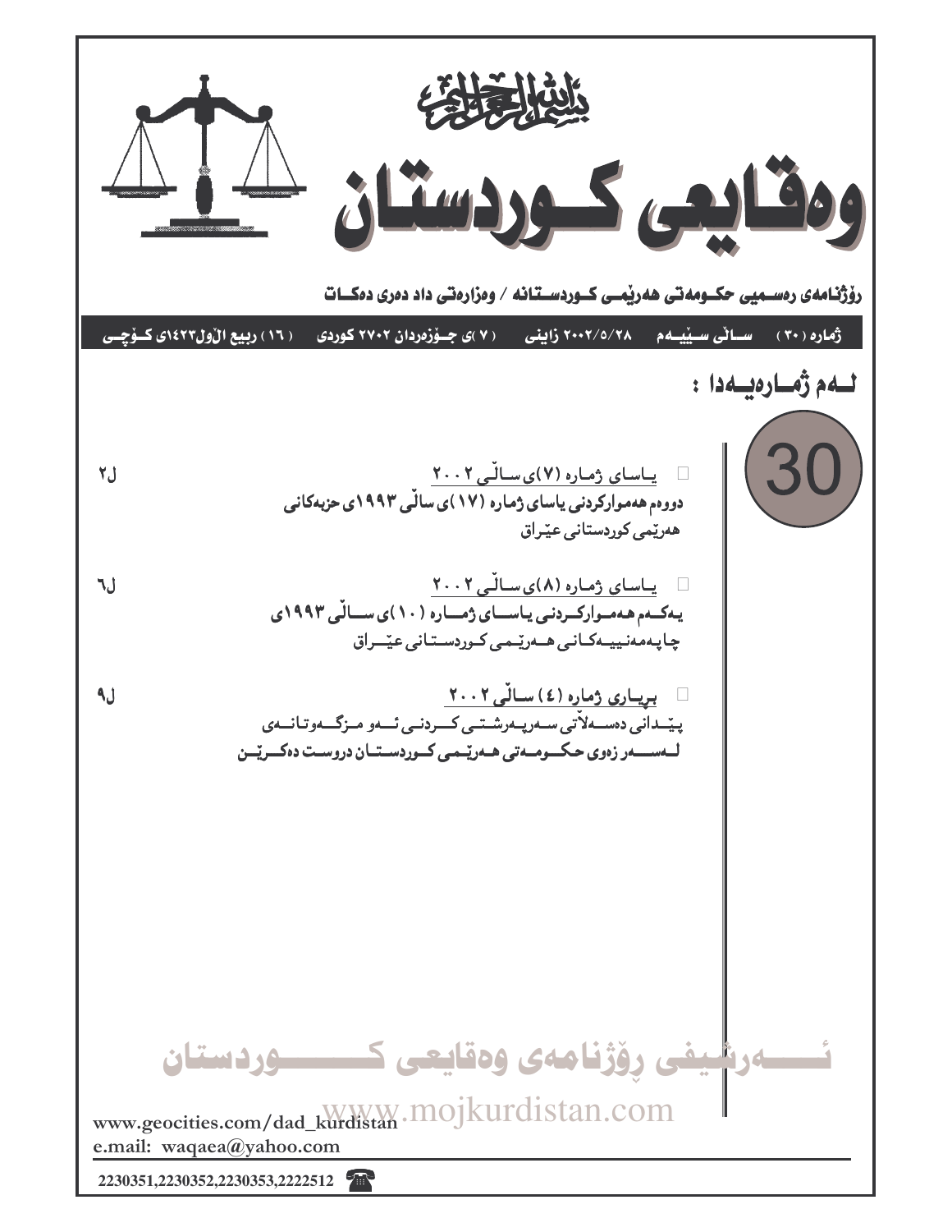بسم الله الرحمن الرحيم

# وەقایعی کوردستان

**ڕۆژنامەی ڕەسمیی حکومەتی هەرێمی کوردستانە / وەزارەتی داد دەری دەکات**

**ژمارە (٣٠) سالی سێیەم ٢٠٠٢/٥/٢٨ زاینی (٧)ی جۆزەردان ٢٧٠٢ کوردی (١٦) ربیع الأول ١٤٢٣ی کۆچی**

## لەم ژمارەیەدا :

30

- **یاسای ژمارە (٧)ی ساڵی ٢٠٠٢** — ل٢
  دووەم هەموارکردنی یاسای ژمارە (١٧)ی ساڵی ١٩٩٣ی حزبەکانی هەرێمی کوردستانی عێراق

- **یاسای ژمارە (٨)ی ساڵی ٢٠٠٢** — ل٦
  یەکەم هەموارکردنی یاسای ژمارە (١٠)ی ساڵی ١٩٩٣ی چاپەمەنییەکانی هەرێمی کوردستانی عێراق

- **بڕیاری ژمارە (٤) ساڵی ٢٠٠٢** — ل٩
  پێدانی دەسەڵاتی سەرپەرشتی کردنی ئەو مزگەوتانەی لەسەر زەوی حکومەتی هەرێمی کوردستان دروست دەکرێن

ئەرشیفی ڕۆژنامەی وەقایعی کوردستان

www.mojkurdistan.com

www.geocities.com/dad_kurdistan
e.mail: waqaea@yahoo.com

2230351,2230352,2230353,2222512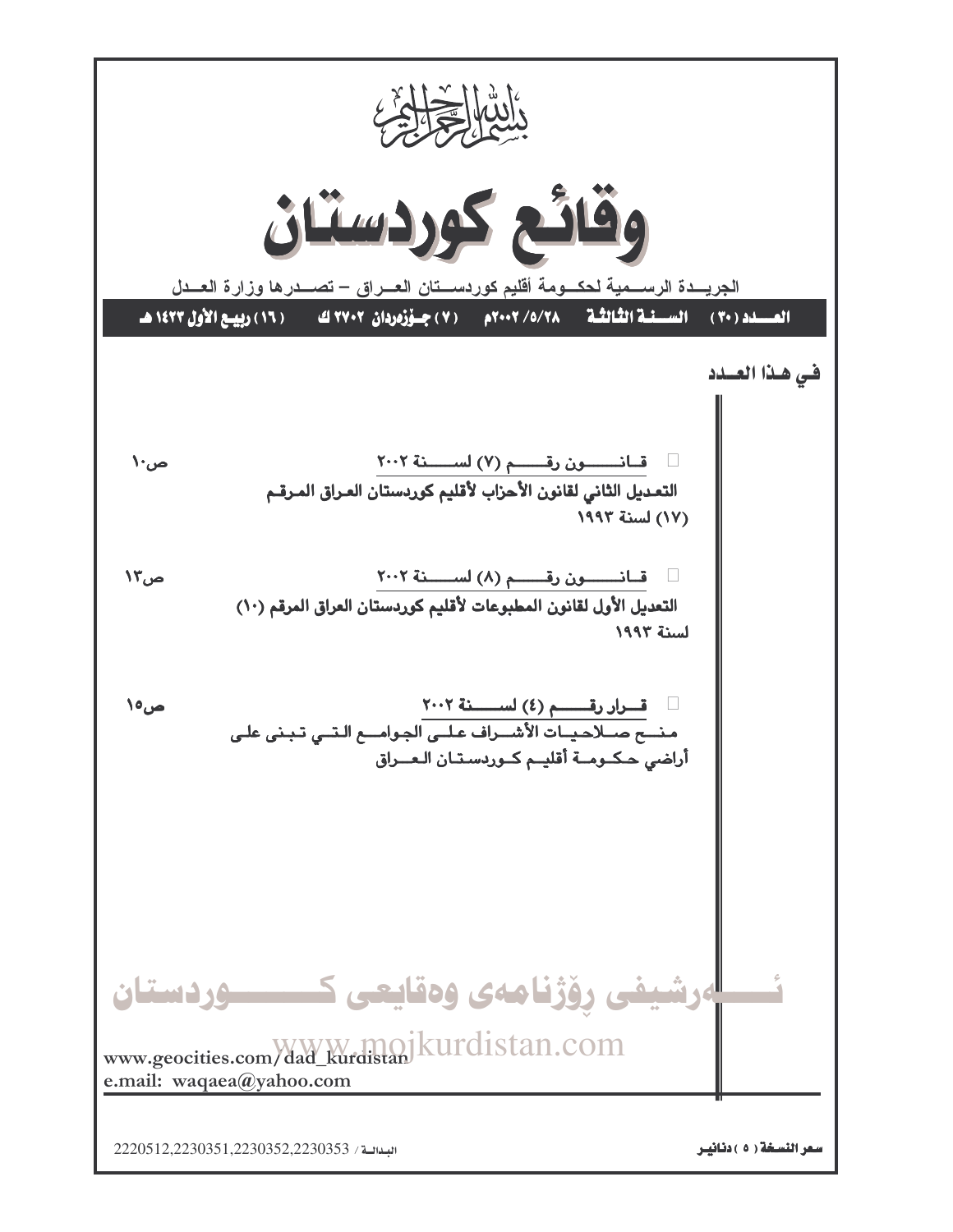بسم الله الرحمن الرحيم

# وقائع كوردستان

الجريدة الرسمية لحكومة أقليم كوردستان العراق – تصدرها وزارة العدل

**العدد (٣٠) السنة الثالثة ٢٠٠٢/٥/٢٨م (٧) جوزهردان ٢٧٠٢ ك (١٦) ربيع الأول ١٤٢٣ هـ**

## في هذا العدد

- قانون رقم (٧) لسنة ٢٠٠٢ — ص١٠
  **التعديل الثاني لقانون الأحزاب لأقليم كوردستان العراق المرقم (١٧) لسنة ١٩٩٣**

- قانون رقم (٨) لسنة ٢٠٠٢ — ص١٣
  **التعديل الأول لقانون المطبوعات لأقليم كوردستان العراق المرقم (١٠) لسنة ١٩٩٣**

- قرار رقم (٤) لسنة ٢٠٠٢ — ص١٥
  **منح صلاحيات الأشراف على الجوامع التي تبنى على أراضي حكومة أقليم كوردستان العراق**

ئەرشیفی رۆژنامەی وەقایعی کوردستان
www.mojkurdistan.com

www.geocities.com/dad_kurdistan
e.mail: waqaea@yahoo.com

البدالة / 2220512,2230351,2230352,2230353

سعر النسخة (٥) دنانير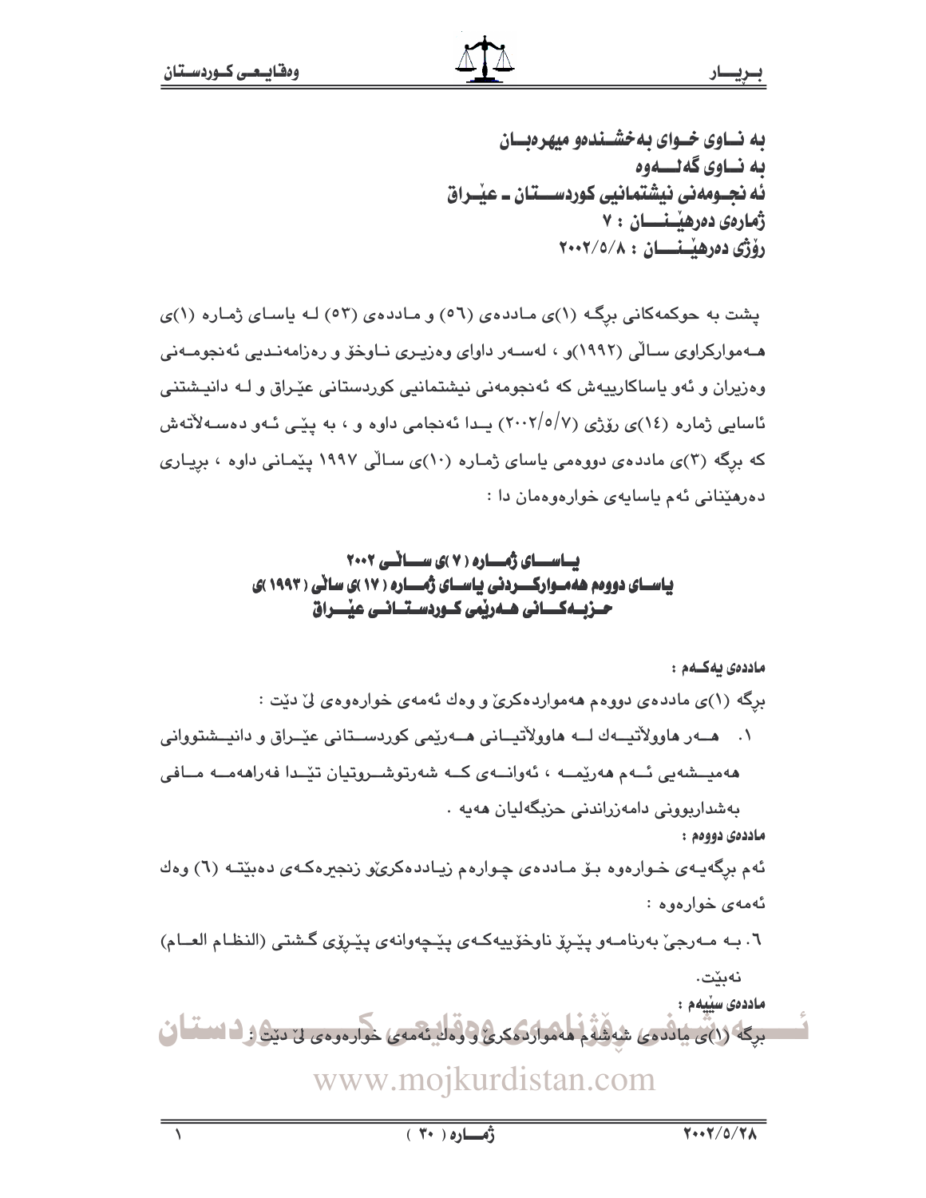به نــاوی خــوای بهخشــندهو میهرهبــان
به نــاوی گهلـــهوه
ئه نجـومهنی نیشتمانیی کوردســـتان ـ عێـراق
ژمارەی دەرهێـنـــان : ٧
رۆژی دەرهێـنـــان : ٢٠٠٢/٥/٨

پشت به حوکمەکانی برِگـه (١)ی مـاددەی (٥٦) و مـاددەی (٥٣) لـه یاسـای ژمـاره (١)ی هــەموارکراوی سـاڵی (١٩٩٢)و ، لەسـەر داوای وەزیـری نـاوخۆ و رەزامەنـدیی ئەنجومـەنی وەزیران و ئەو یاساکارییەش که ئەنجومەنی نیشتمانیی کوردستانی عێراق و لـه دانیـشتنی ئاسایی ژماره (١٤)ی رۆژی (٢٠٠٢/٥/٧) یـدا ئەنجامی داوه و ، به پێـی ئـەو دەسـەلاتەش که برگه (٣)ی ماددەی دووەمی یاسای ژمـاره (١٠)ی سـاڵی ١٩٩٧ پێمـانی داوه ، بریـاری دەرهێنانی ئەم یاسایەی خوارەوەمان دا :

## یـاســـای ژمـــاره ( ٧ )ی ســـاڵـی ٢٠٠٢
## یاسـای دووەم هەمـوارکـــردنی یاسـای ژمـــاره ( ١٧ )ی ساڵی ( ١٩٩٣ )ی حـزبـەکـــانی هـەرێمی کـوردسـتـانــی عێــراق

**ماددەی یەکـەم :**

برگه (١)ی ماددەی دووەم هەمواردەکرێ و وەك ئەمەی خوارەوەی لێ دێت :

١. هــەر هاوولاتیــەك لــه هاوولاتیــانی هــەرێمی کوردســتانی عێــراق و دانیــشتوانی هەمیــشەیی ئــەم هەرێمــه ، ئەوانــەی کــه شەرتوشــروتیان تێــدا فەراهەمــه مــافی بەشداربوونی دامەزراندنی حزبگەلیان هەیه .

**ماددەی دووەم :**

ئەم برگەیـەی خـوارەوه بـۆ مـاددەی چـوارەم زیـاددەکرێو زنجیرەکـەی دەبێتـه (٦) وەك ئەمەی خوارەوه :

٦. بـه مـەرجێ بەرنامـەو پێـرِۆ ناوخۆییەکـەی پێچەوانەی پێـرِۆی گـشتی (النظـام العـام) نەبێت.

**ماددەی سێیەم :**

برگه (١)ی ماددەی شەشەم هەمواردەکرێ و وەك ئەمەی خوارەوەی لێ دێت :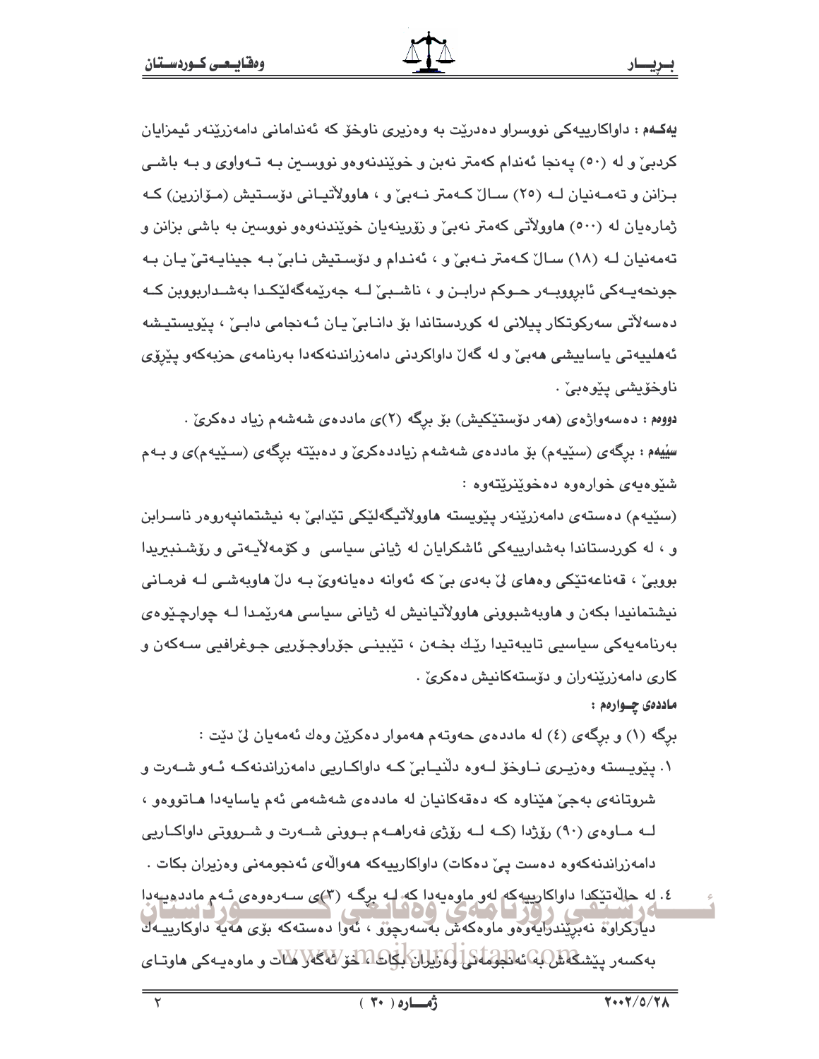**یەکەم :** داواکارییەکی نووسراو دەدرێت بە وەزیری ناوخۆ کە ئەندامانی دامەزرێنەر ئیمزایان کردبێ و لە (٥٠) پەنجا ئەندام کەمتر نەبن و خوێندنەوەو نووسین بە تەواوی و بە باشی بزانن و تەمەنیان لە (٢٥) ساڵ کەمتر نەبێ و ، هاووڵاتیانی دۆستیش (مۆازرین) کە ژمارەیان لە (٥٠٠) هاووڵاتی کەمتر نەبێ و زۆرینەیان خوێندنەوەو نووسین بە باشی بزانن و تەمەنیان لە (١٨) ساڵ کەمتر نەبێ و ، ئەندام و دۆستیش نابێ بە جینایەتێ یان بە جونحەیەکی ئابڕووبەر حوکم درابن و ، ناشبێ لە جەرێمەگەلێکدا بەشداربووبن کە دەسەڵاتی سەرکوتکار پیلانی لە کوردستاندا بۆ دانابێ یان ئەنجامی دابێ ، پێویستیشە ئەهلییەتی یاساییشی هەبێ و لە گەڵ داواکردنی دامەزراندنەکەدا بەرنامەی حزبەکەو پێڕۆی ناوخۆیشی پێوەبێ .

**دووەم :** دەسەواژەی (هەر دۆستێکیش) بۆ برگە (٢)ی ماددەی شەشەم زیاد دەکرێ .

**سێیەم :** برگەی (سێیەم) بۆ ماددەی شەشەم زیاددەکرێ و دەبێتە برگەی (سێیەم)ی و بەم شێوەیەی خوارەوە دەخوێنرێتەوە :

(سێیەم) دەستەی دامەزرێنەر پێویستە هاووڵاتیگەلێکی تێدابێ بە نیشتمانپەروەر ناسرابن و ، لە کوردستاندا بەشدارییەکی ئاشکرایان لە ژیانی سیاسی و کۆمەڵایەتی و رۆشنبیریدا بووبێ ، قەناعەتێکی وەهای لێ بەدی بێ کە ئەوانە دەیانەوێ بە دڵ هاوبەشی لە فرمانی نیشتمانیدا بکەن و هاوبەشبوونی هاووڵاتیانیش لە ژیانی سیاسی هەرێمدا لە چوارچێوەی بەرنامەیەکی سیاسیی تایبەتیدا رێك بخەن ، تێبینی جۆراوجۆریی جوغرافیی سەکەن و کاری دامەزرێنەران و دۆستەکانیش دەکرێ .

**ماددەی چوارەم :**

برگە (١) و برگەی (٤) لە ماددەی حەوتەم هەموار دەکرێن وەك ئەمەیان لێ دێت :

١. پێویستە وەزیری ناوخۆ لەوە دڵنیابێ کە داواکاریی دامەزراندنەکە ئەو شەرت و شروتانەی بەجێ هێناوە کە دەقەکانیان لە ماددەی شەشەمی ئەم یاسایەدا هاتووەو ، لە ماوەی (٩٠) رۆژدا (کە لە رۆژی فەراهەم بوونی شەرت و شرووتی داواکاریی دامەزراندنەکەوە دەست پێ دەکات) داواکارییەکە هەواڵەی ئەنجومەنی وەزیران بکات .

٤. لە حاڵەتێکدا داواکارییەکە لەو ماوەیەدا کە لە برگە (٣)ی سەرەوەی ئەم ماددەیەدا دیارکراوە نەبڕێندرایەوەو ماوەکەش بەسەرچوو ، ئەوا دەستەکە بۆی هەیە داوکارییەك بەکسەر پێشکەش بە ئەنجومەنی وەزیران بکات ، خۆ ئەگەر هات و ماوەیەکی هاوتای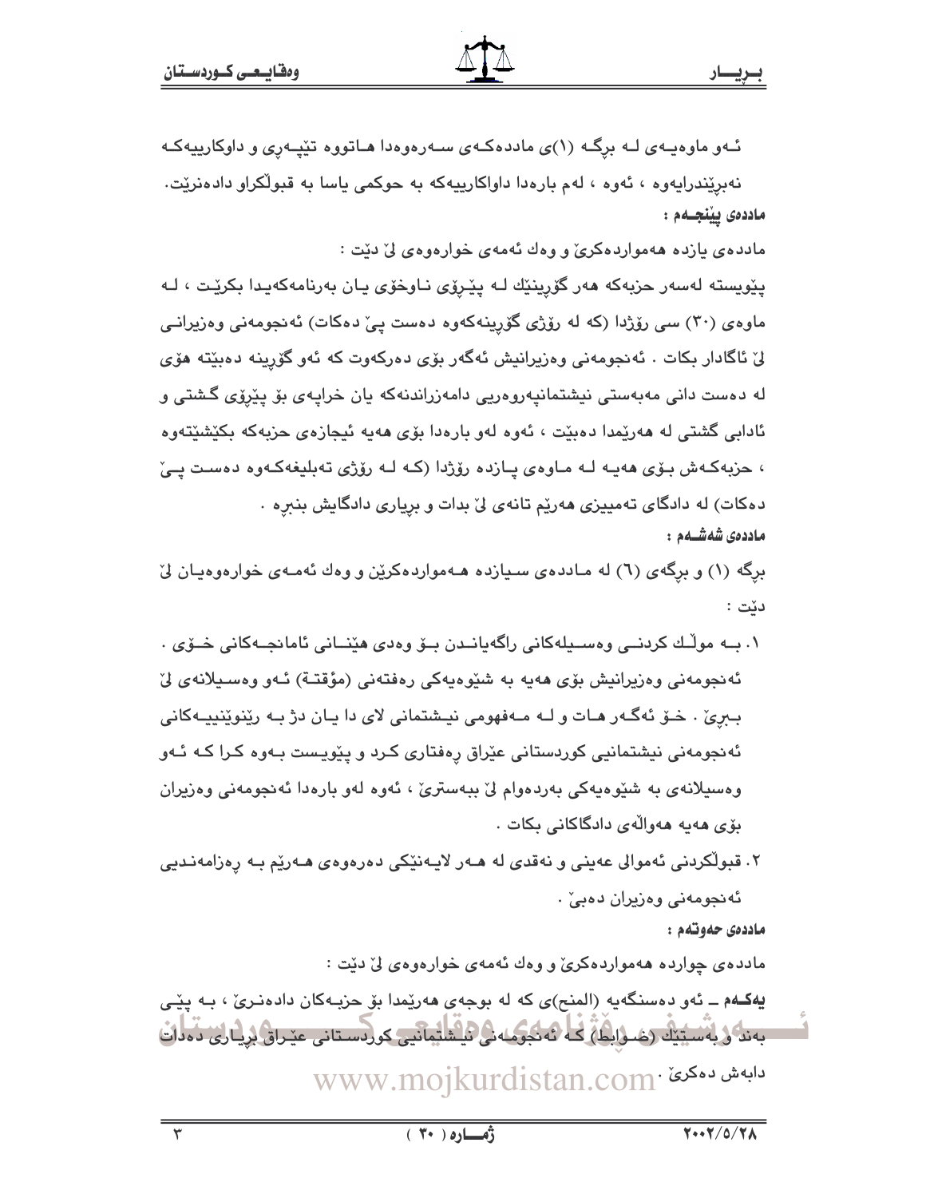ئەو ماوەیەی لە برگە (١)ی ماددەکەی سەرەوەدا هاتووە تێپەڕی و داواکارییەکە نەبڕێندرایەوە ، ئەوە ، لەم بارەدا داواکارییەکە بە حوکمی یاسا بە قبوڵکراو دادەنرێت.

**ماددەی پێنجەم :**

ماددەی یازدە هەمواردەکرێ و وەك ئەمەی خوارەوەی لێ دێت :

پێویستە لەسەر حزبەکە هەر گۆڕینێك لە پێڕۆی ناوخۆی یان بەرنامەکەیدا بکرێت ، لە ماوەی (٣٠) سی ڕۆژدا (کە لە ڕۆژی گۆڕینەکەوە دەست پێ دەکات) ئەنجومەنی وەزیرانی لێ ئاگادار بکات . ئەنجومەنی وەزیرانیش ئەگەر بۆی دەرکەوت کە ئەو گۆڕینە دەبێتە هۆی لە دەست دانی مەبەستی نیشتمانپەروەریی دامەزراندنەکە یان خراپەی بۆ پێڕۆی گشتی و ئادابی گشتی لە هەرێمدا دەبێت ، ئەوە لەو بارەدا بۆی هەیە ئیجازەی حزبەکە بکێشێتەوە ، حزبەکەش بۆی هەیە لە ماوەی پازدە ڕۆژدا (کە لە ڕۆژی تەبلیغەکەوە دەست پێ دەکات) لە دادگای تەمییزی هەرێم تانەی لێ بدات و بڕیاری دادگایش بنبڕە .

**ماددەی شەشەم :**

برگە (١) و برگەی (٦) لە ماددەی سیازدە هەمواردەکرێن و وەك ئەمەی خوارەوەیان لێ دێت :

١. بە موڵك کردنی وەسیلەکانی ڕاگەیاندن بۆ وەدی هێنانی ئامانجەکانی خۆی . ئەنجومەنی وەزیرانیش بۆی هەیە بە شێوەیەکی ڕەفتەنی (مؤقتة) ئەو وەسیلانەی لێ ببڕێ . خۆ ئەگەر هات و لە مەفهومی نیشتمانی لای دا یان دژ بە ڕێنوێنییەکانی ئەنجومەنی نیشتمانیی کوردستانی عێراق ڕەفتاری کرد و پێویست بەوە کرا کە ئەو وەسیلانەی بە شێوەیەکی بەردەوام لێ ببەسترێ ، ئەوە لەو بارەدا ئەنجومەنی وەزیران بۆی هەیە هەواڵەی دادگاکانی بکات .

٢. قبوڵکردنی ئەموالی عەینی و نەقدی لە هەر لایەنێکی دەرەوەی هەرێم بە ڕەزامەندیی ئەنجومەنی وەزیران دەبێ .

**ماددەی حەوتەم :**

ماددەی چواردە هەمواردەکرێ و وەك ئەمەی خوارەوەی لێ دێت :

**یەکەم** ـ ئەو دەسنگەیە (المنح)ی کە لە بوجەی هەرێمدا بۆ حزبەکان دادەنرێ ، بە پێی بەند و بەستێك (ضوابط) کە ئەنجومەنی نیشتمانیی کوردستانی عێراق بڕیاری دەدات دابەش دەکرێ .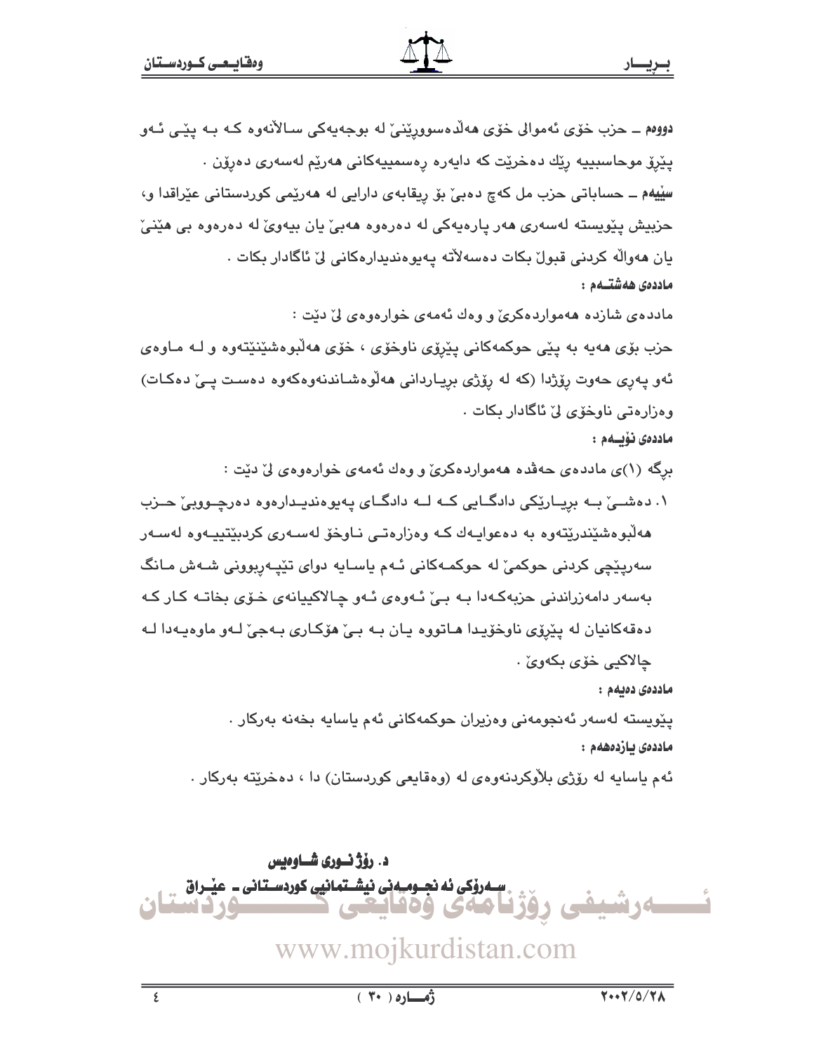**دووەم** ــ حزب خۆی ئەموالی خۆی هەڵدەسووڕێنێ لە بوجەیەکی ساڵانەوە کە بە پێی ئەو پێڕۆ موحاسبییە ڕێك دەخرێت کە دایەرە ڕەسمییەکانی هەرێم لەسەری دەڕۆن .

**سێیەم** ــ حساباتی حزب مل کەچ دەبێ بۆ ڕیقابەی دارایی لە هەرێمی کوردستانی عێراقدا و، حزبیش پێویستە لەسەری هەر پارەیەکی لە دەرەوە هەبێ یان بیەوێ لە دەرەوە بی هێنێ یان هەواڵە کردنی قبوڵ بکات دەسەڵاتە پەیوەندیدارەکانی لێ ئاگادار بکات .

**ماددەی هەشتەم :**

ماددەی شازدە هەمواردەکرێ و وەك ئەمەی خوارەوەی لێ دێت :

حزب بۆی هەیە بە پێی حوکمەکانی پێڕۆی ناوخۆی ، خۆی هەڵبوەشێنێتەوە و لە ماوەی ئەو پەڕی حەوت ڕۆژدا (کە لە ڕۆژی بڕیاردانی هەڵوەشاندنەوەکەوە دەست پێ دەکات) وەزارەتی ناوخۆی لێ ئاگادار بکات .

**ماددەی نۆیەم :**

بڕگە (١)ی ماددەی حەڤدە هەمواردەکرێ و وەك ئەمەی خوارەوەی لێ دێت :

١. دەشێ بە بڕیارێکی دادگایی کە لە دادگای پەیوەندیدارەوە دەرچووبێ حزب هەڵبوەشێندرێتەوە بە دەعوایەك کە وەزارەتی ناوخۆ لەسەری کردبێتییەوە لەسەر سەرپێچی کردنی حوکمێ لە حوکمەکانی ئەم یاسایە دوای تێپەڕبوونی شەش مانگ بەسەر دامەزراندنی حزبەکەدا بە بێ ئەوەی ئەو چالاکییانەی خۆی بخاتە کار کە دەقەکانیان لە پێڕۆی ناوخۆیدا هاتووە یان بە بێ هۆکاری بەجێ لەو ماوەیەدا لە چالاکیی خۆی بکەوێ .

**ماددەی دەیەم :**

پێویستە لەسەر ئەنجومەنی وەزیران حوکمەکانی ئەم یاسایە بخەنە بەرکار .

**ماددەی یازدەهەم :**

ئەم یاسایە لە ڕۆژی بڵاوکردنەوەی لە (وەقایعی کوردستان) دا ، دەخرێتە بەرکار .

**د. ڕۆژ نوری شاوەیس**

**سەرۆکی ئەنجومەنی نیشتمانیی کوردستانی ــ عێراق**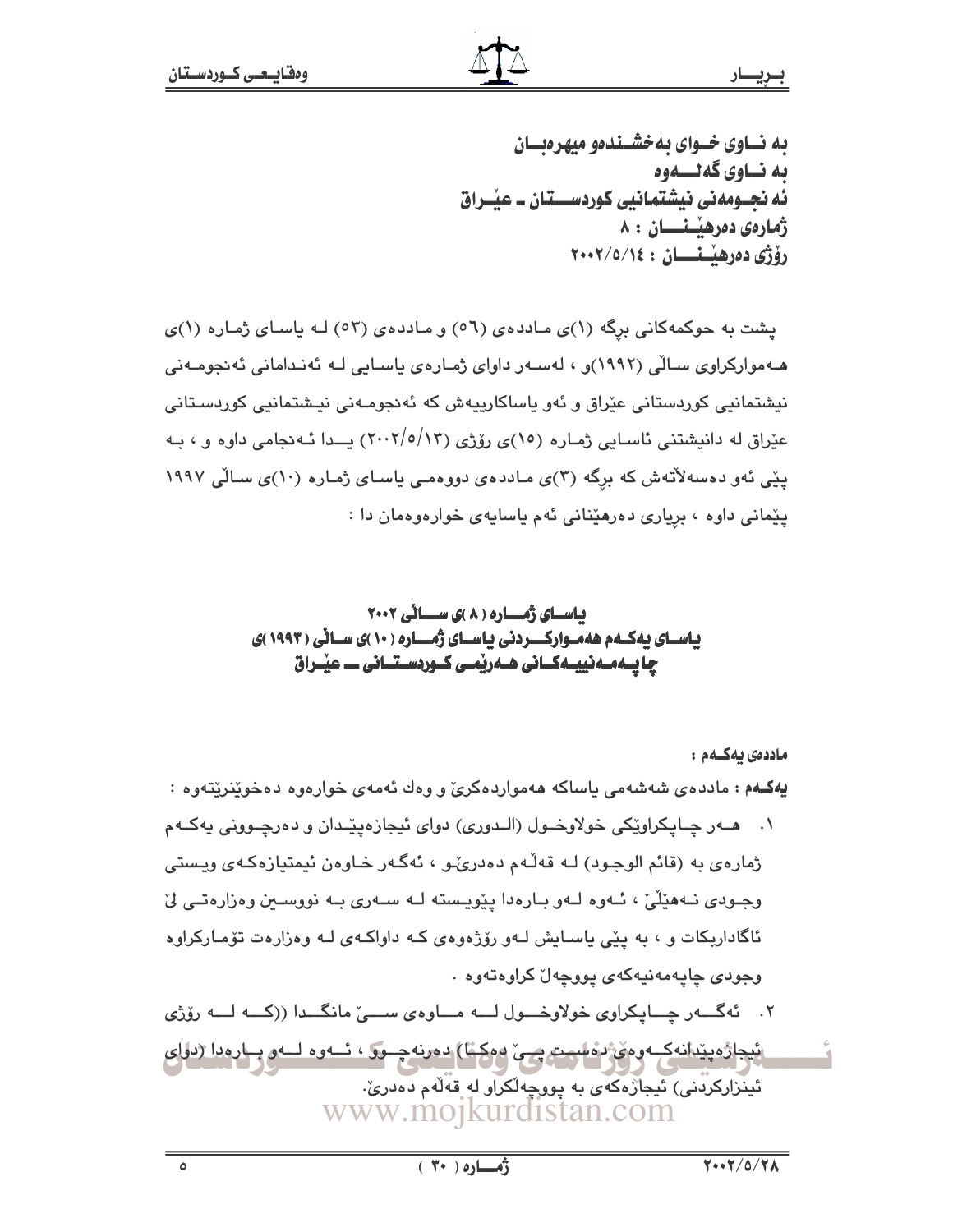به نـاوی خـوای بەخشـندەو میهرەبـان

به نـاوی گەلـــەوە

ئه نجـومەنی نیشتمانیی کوردســـتان ـ عێـراق

ژمارەی دەرهێـنــــان : ٨

رۆژی دەرهێـنــــان : ٢٠٠٢/٥/١٤

پشت به حوکمەکانی برگە (١)ی ماددەی (٥٦) و ماددەی (٥٣) لـه یاسـای ژمـارە (١)ی هـەموارکراوی سـاڵی (١٩٩٢)و ، لەسـەر داوای ژمـارەی یاسـایی لـه ئەنـدامانی ئەنجومـەنی نیشتمانیی کوردستانی عێراق و ئەو یاساکارییەش کە ئەنجومـەنی نیـشتمانیی کوردسـتانی عێراق له دانیشتنی ئاسـایی ژمـارە (١٥)ی رۆژی (٢٠٠٢/٥/١٣) یــدا ئـەنجامی داوە و ، بـه پێی ئەو دەسەلاتەش کە برگە (٣)ی مـاددەی دووەمـی یاسـای ژمـارە (١٠)ی سـاڵی ١٩٩٧ پێمانی داوە ، بریاری دەرهێنانی ئەم یاسایەی خوارەوەمان دا :

## یاسـای ژمـــارە ( ٨ )ی ســـاڵی ٢٠٠٢
## یاسـای یەکـەم هەمـوارکـــردنی یاسـای ژمـــارە ( ١٠ )ی سـاڵی ( ١٩٩٣ )ی چاپـەمـەنییـەکـانی هـەرێمـی کـوردسـتـانی ـــ عێـراق

**ماددەی یەکـەم :**

**یەکـەم :** ماددەی شەشەمی یاساکە هەمواردەکرێ و وەك ئەمەی خوارەوە دەخوێنرێتەوە :

١. هـەر چـاپکراوێکی خولاوخـول (الـدوری) دوای ئیجازەپێـدان و دەرچـوونی یەکـەم ژمارەی بە (قائم الوجـود) لـە قەڵـەم دەدرێـو ، ئەگـەر خـاوەن ئیمتیازەکـەی ویـستی وجـودی نـەهێڵێ ، ئـەوە لـەو بـارەدا پێویـستە لـە سـەری بـە نووسـین وەزارەتـی لێ ئاگاداربکات و ، بە پێی یاسـایش لـەو رۆژەوەی کـە داواکـەی لـە وەزارەت تۆمـارکراوە وجودی چاپەمەنیەکەی پووچەڵ کراوەتەوە .

٢. ئەگــەر چــاپکراوی خولاوخــول لـــە مـــاوەی ســـێ مانگـــدا ((کـــە لـــە رۆژی ئیجازەپێدانەکـەوەی دەسـت پـێ دەکـا) دەرنەچـوو ، ئـەوە لـەو بـارەدا (دوای ئینزارکردنی) ئیجازەکەی بە پووچەڵکراو لە قەڵەم دەدرێ.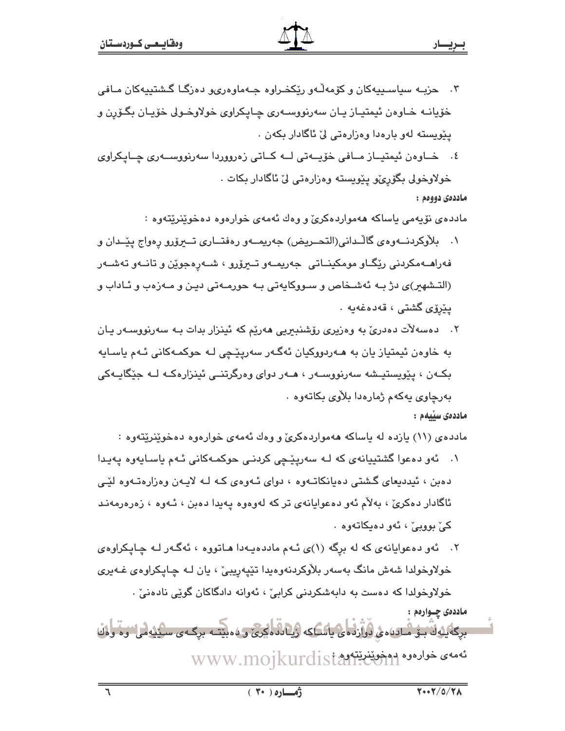٣. حزبە سیاسییەکان و کۆمەڵەو رێکخراوە جەماوەریەو دەزگا گشتییەکان مافی خۆیانە خاوەن ئیمتیاز یان سەرنووسەری چاپکراوی خولاوخولی خۆیان بگۆڕن و پێویستە لەو بارەدا وەزارەتی لێ ئاگادار بکەن .

٤. خاوەن ئیمتیاز مافی خۆیەتی لە کاتی زەروورردا سەرنووسەری چاپکراوی خولاوخولی بگۆڕێو پێویستە وەزارەتی لێ ئاگادار بکات .

**ماددەی دووەم :**

ماددەی نۆیەمی یاساکە هەمواردەکرێ و وەك ئەمەی خوارەوە دەخوێنرێتەوە :

١. بڵاوکردنەوەی گاڵدانی(التحریض) جەریمەو رەفتاری تیرۆرو ڕەواج پێدان و فەراهەمکردنی رێگاو مومکیناتی جەریمەو تیرۆرو ، شەڕەجوێن و تانەو تەشەر (التشهیر)ی دژ بە ئەشخاص و سووکایەتی بە حورمەتی دین و مەزەب و ئاداب و پێڕۆی گشتی ، قەدەغەیە .

٢. دەسەڵات دەدرێ بە وەزیری رۆشنبیریی هەرێم کە ئینزار بدات بە سەرنووسەر یان بە خاوەن ئیمتیاز یان بە هەردووکیان ئەگەر سەرپێچی لە حوکمەکانی ئەم یاسایە بکەن ، پێویستیشە سەرنووسەر ، هەر دوای وەرگرتنی ئینزارەکە لە جێگایەکی بەرچاوی یەکەم ژمارەدا بلاوی بکاتەوە .

**ماددەی سێیەم :**

ماددەی (١١) یازدە لە یاساکە هەمواردەکرێ و وەك ئەمەی خوارەوە دەخوێنرێتەوە :

١. ئەو دەعوا گشتییانەی کە لە سەرپێچی کردنی حوکمەکانی ئەم یاسایەوە پەیدا دەبن ، ئیددیعای گشتی دەیانکاتەوە ، دوای ئەوەی کە لە لایەن وەزارەتەوە لێی ئاگادار دەکرێ ، بەلام ئەو دەعوایانەی تر کە لەوەوە پەیدا دەبن ، ئەوە ، زەرەرمەند کێ بووبێ ، ئەو دەیکاتەوە .

٢. ئەو دەعوایانەی کە لە برگە (١)ی ئەم ماددەیەدا هاتووە ، ئەگەر لە چاپکراوەی خولاوخولدا شەش مانگ بەسەر بلاوکردنەوەیدا تێپەڕیبێ ، یان لە چاپکراوەی غەیری خولاوخولدا کە دەست بە دابەشکردنی کرابێ ، ئەوانە دادگاکان گوێی نادەنێ .

**ماددەی چوارەم :**

برگەیەك بۆ ماددەی دوازدەی یاساکە زیاددەکرێ و دەبێتە برگەی سێیەمی وە وەك ئەمەی خوارەوە دەخوێنرێتەوە :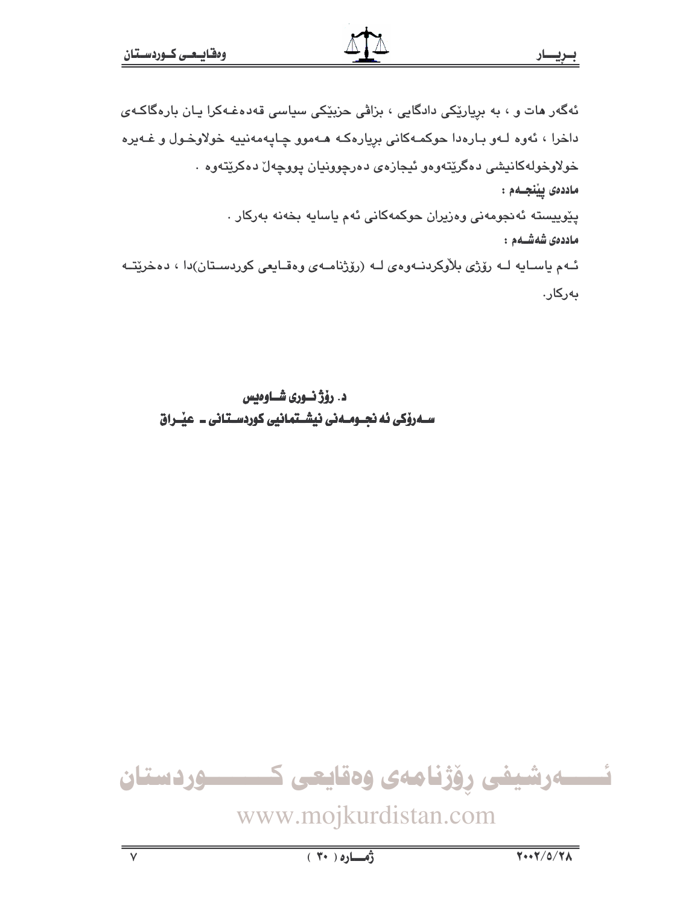ئەگەر هات و ، بە بڕیارێکی دادگایی ، بزاڤی حزبێکی سیاسی قەدەغەکرا یان بارەگاکەی داخرا ، ئەوە لەو بارەدا حوکمەکانی بڕیارەکە هەموو چاپەمەنییە خولاوخول و غەیرە خولاوخولەکانیشی دەگرێتەوەو ئیجازەی دەرچوونیان پووچەڵ دەکرێتەوە .

**ماددەی پێنجەم :**

پێوییستە ئەنجومەنی وەزیران حوکمەکانی ئەم یاسایە بخەنە بەرکار .

**ماددەی شەشەم :**

ئەم یاسایە لە رۆژی بلاوکردنەوەی لە (رۆژنامەی وەقایعی کوردستان)دا ، دەخرێتە بەرکار.

**د. رۆژ نوری شاوەیس**

**سەرۆکی ئەنجومەنی نیشتمانیی کوردستانی ـ عێراق**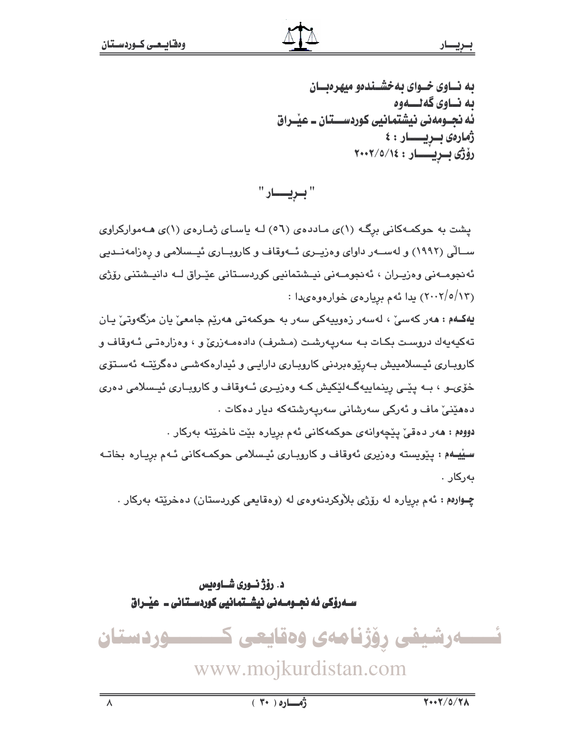**بە نــاوی خــوای بەخشــندەو میهرەبــان**
**بە نــاوی گەلـــەوە**
**ئە نجــومەنی نیشتمانیی کوردســـتان ـ عێــراق**
**ژمارەی بــڕیـــــار : ٤**
**ڕۆژی بــڕیـــــار : ٢٠٠٢/٥/١٤**

# " بــڕیـــــار "

پشت بە حوکمەکانی برگـە (١)ی ماددەی (٥٦) لـە یاسـای ژمـارەی (١)ی هـەموارکراوی سـاڵی (١٩٩٢) و لەسـەر داوای وەزیـری ئـەوقاف و کاروبـاری ئیـسلامی و ڕەزامەنـدیی ئەنجومـەنی وەزیـران ، ئەنجومـەنی نیـشتمانیی کوردسـتانی عێـراق لـە دانیـشتنی ڕۆژی (٢٠٠٢/٥/١٣) یدا ئەم بڕیارەی خوارەوەیدا :

**یەکـەم :** هەر کەسێ ، لەسەر زەوییەکی سەر بە حوکمەتی هەرێم جامعێ یان مزگەوتێ یـان تەکیەیەك دروسـت بکـات بـە سەرپەرشـت (مـشرف) دادەمـەزرێ و ، وەزارەتـی ئـەوقاف و کاروبـاری ئیـسلامییش بـەڕێوەبردنی کاروبـاری دارایـی و ئیدارەکەشـی دەگرێتـە ئەسـتۆی خۆیـو ، بـە پێـی ڕینماییەگـەلێکیش کـە وەزیـری ئـەوقاف و کاروبـاری ئیـسلامی دەری دەهێنێ ماف و ئەرکی سەرشانی سەرپەرشتەکە دیار دەکات .

**دووەم :** هەر دەقێ پێچەوانەی حوکمەکانی ئەم بڕیارە بێت ناخرێتە بەرکار .

**سـێیـەم :** پێویستە وەزیری ئەوقاف و کاروبـاری ئیـسلامی حوکمـەکانی ئـەم بڕیـارە بخاتـە بەرکار .

**چـوارەم :** ئەم بڕیارە لە ڕۆژی بڵاوکردنەوەی لە (وەقایعی کوردستان) دەخرێتە بەرکار .

**د. ڕۆژ نــوری شــاوەیس**
**ســەرۆکی ئە نجــومــەنی نیشـتمانیی کوردسـتانی ـ عێـراق**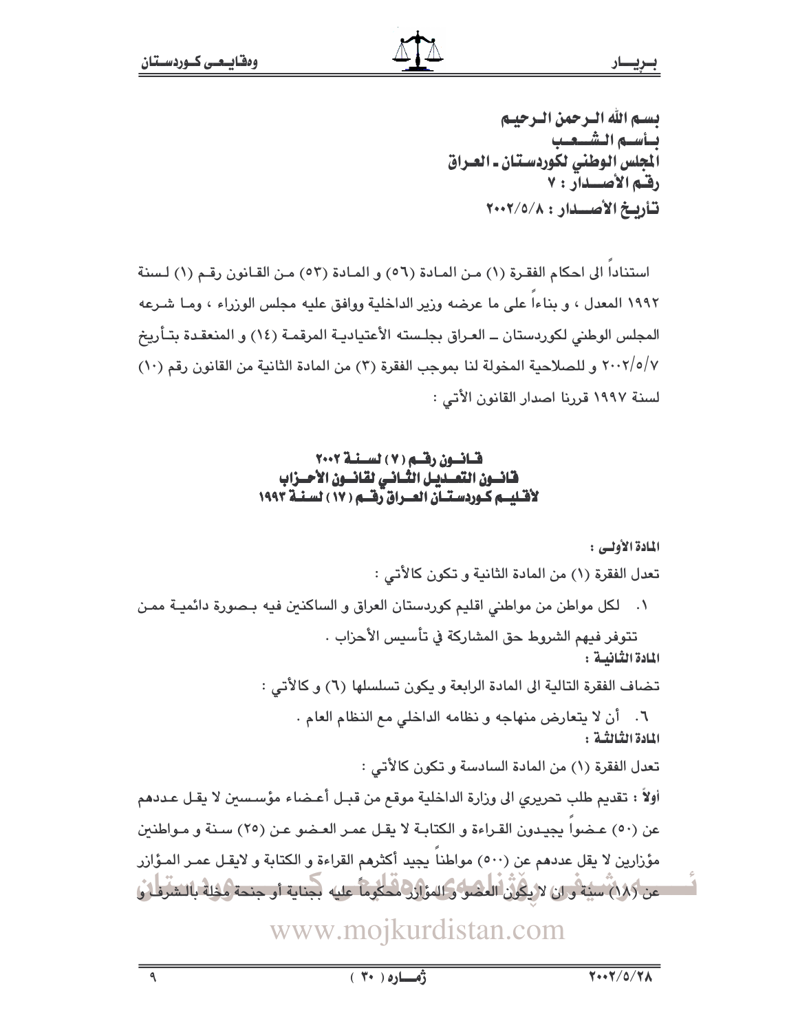بسم الله الرحمن الرحيم
بأسم الشعب
المجلس الوطني لكوردستان ـ العراق
رقم الأصدار : ٧
تأريخ الأصدار : ٢٠٠٢/٥/٨

استناداً الى احكام الفقرة (١) من المادة (٥٦) و المادة (٥٣) من القانون رقم (١) لسنة ١٩٩٢ المعدل ، و بناءاً على ما عرضه وزير الداخلية ووافق عليه مجلس الوزراء ، وما شرعه المجلس الوطني لكوردستان ــ العراق بجلسته الأعتيادية المرقمة (١٤) و المنعقدة بتأريخ ٢٠٠٢/٥/٧ و للصلاحية المخولة لنا بموجب الفقرة (٣) من المادة الثانية من القانون رقم (١٠) لسنة ١٩٩٧ قررنا اصدار القانون الأتي :

## قانون رقم (٧) لسنة ٢٠٠٢
## قانون التعديل الثاني لقانون الأحزاب
## لأقليم كوردستان العراق رقم (١٧) لسنة ١٩٩٣

**المادة الأولى :**

تعدل الفقرة (١) من المادة الثانية و تكون كالأتي :

١. لكل مواطن من مواطني اقليم كوردستان العراق و الساكنين فيه بصورة دائمية ممن تتوفر فيهم الشروط حق المشاركة في تأسيس الأحزاب .

**المادة الثانية :**

تضاف الفقرة التالية الى المادة الرابعة و يكون تسلسلها (٦) و كالأتي :

٦. أن لا يتعارض منهاجه و نظامه الداخلي مع النظام العام .

**المادة الثالثة :**

تعدل الفقرة (١) من المادة السادسة و تكون كالأتي :

أولاً : تقديم طلب تحريري الى وزارة الداخلية موقع من قبل أعضاء مؤسسين لا يقل عددهم عن (٥٠) عضواً يجيدون القراءة و الكتابة لا يقل عمر العضو عن (٢٥) سنة و مواطنين مؤزارين لا يقل عددهم عن (٥٠٠) مواطناً يجيد أكثرهم القراءة و الكتابة و لايقل عمر المؤازر عن (١٨) سنة و ان لا يكون العضو و المؤزر محكوماً عليه بجناية أو جنحة مخلة بالشرف و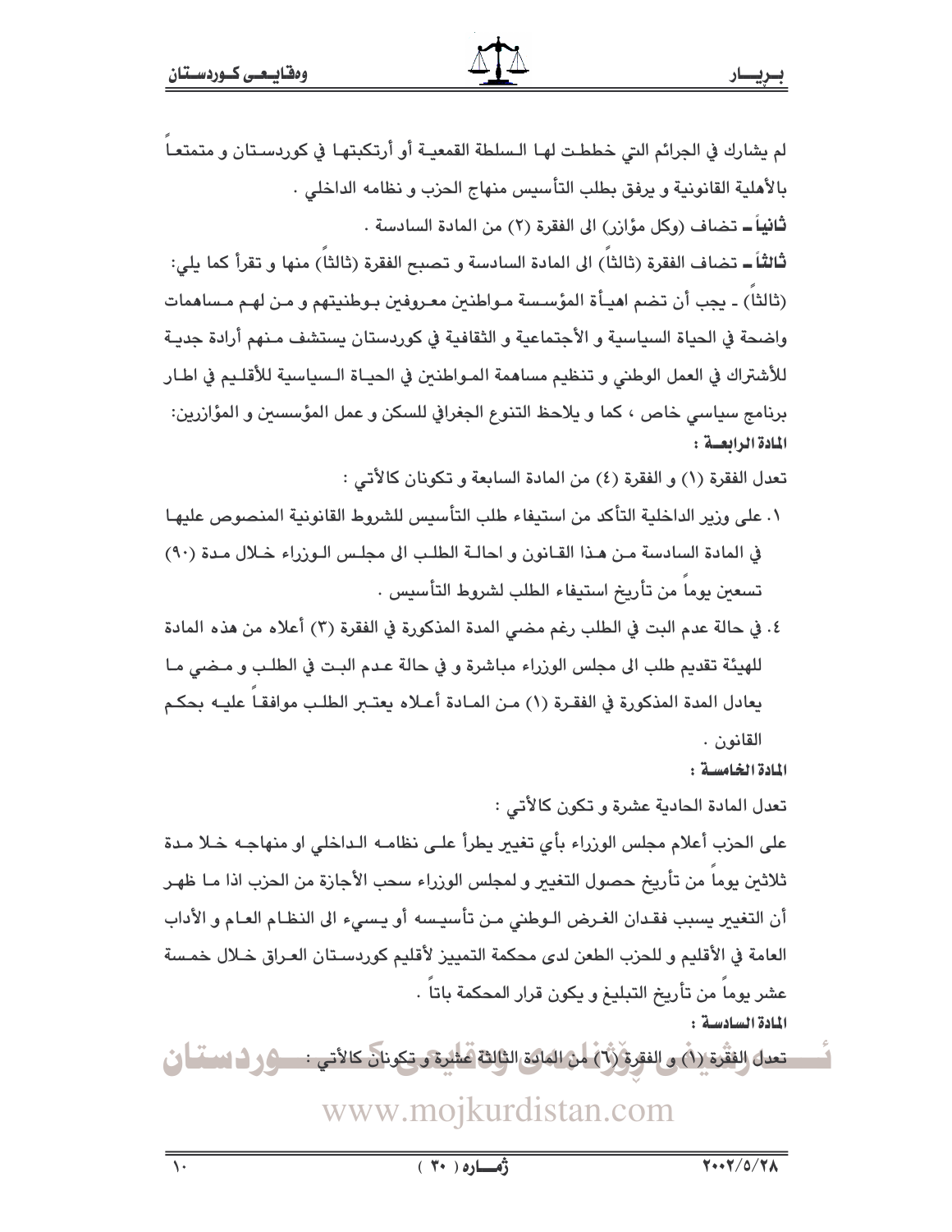لم يشارك في الجرائم التي خططت لها السلطة القمعية أو أرتكبتها في كوردستان و متمتعاً بالأهلية القانونية و يرفق بطلب التأسيس منهاج الحزب و نظامه الداخلي .

**ثانياً** ـ تضاف (وكل مؤازر) الى الفقرة (٢) من المادة السادسة .

**ثالثاً** ـ تضاف الفقرة (ثالثاً) الى المادة السادسة و تصبح الفقرة (ثالثاً) منها و تقرأ كما يلي:

(ثالثاً) ـ يجب أن تضم اهيأة المؤسسة مواطنين معروفين بوطنيتهم و من لهم مساهمات واضحة في الحياة السياسية و الأجتماعية و الثقافية في كوردستان يستشف منهم أرادة جدية للأشتراك في العمل الوطني و تنظيم مساهمة المواطنين في الحياة السياسية للأقليم في اطار برنامج سياسي خاص ، كما و يلاحظ التنوع الجغرافي للسكن و عمل المؤسسين و المؤازرين:

**المادة الرابعة :**

تعدل الفقرة (١) و الفقرة (٤) من المادة السابعة و تكونان كالأتي :

١. على وزير الداخلية التأكد من استيفاء طلب التأسيس للشروط القانونية المنصوص عليها في المادة السادسة من هذا القانون و احالة الطلب الى مجلس الوزراء خلال مدة (٩٠) تسعين يوماً من تأريخ استيفاء الطلب لشروط التأسيس .

٤. في حالة عدم البت في الطلب رغم مضي المدة المذكورة في الفقرة (٣) أعلاه من هذه المادة للهيئة تقديم طلب الى مجلس الوزراء مباشرة و في حالة عدم البت في الطلب و مضي ما يعادل المدة المذكورة في الفقرة (١) من المادة أعلاه يعتبر الطلب موافقاً عليه بحكم القانون .

**المادة الخامسة :**

تعدل المادة الحادية عشرة و تكون كالأتي :

على الحزب أعلام مجلس الوزراء بأي تغيير يطرأ على نظامه الداخلي او منهاجه خلا مدة ثلاثين يوماً من تأريخ حصول التغيير و لمجلس الوزراء سحب الأجازة من الحزب اذا ما ظهر أن التغيير يسبب فقدان الغرض الوطني من تأسيسه أو يسيء الى النظام العام و الأداب العامة في الأقليم و للحزب الطعن لدى محكمة التمييز لأقليم كوردستان العراق خلال خمسة عشر يوماً من تأريخ التبليغ و يكون قرار المحكمة باتاً .

**المادة السادسة :**

تعدل الفقرة (١) و الفقرة (٦) من المادة الثالثة عشرة و تكونان كالأتي :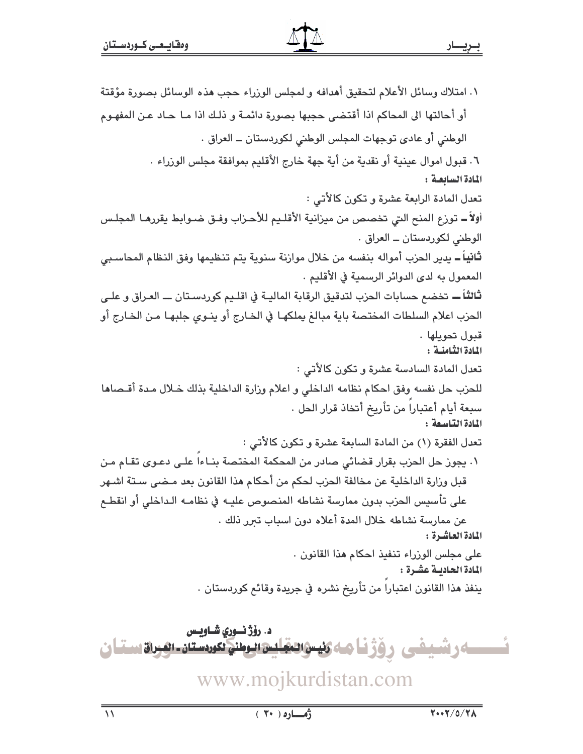٥. امتلاك وسائل الأعلام لتحقيق أهدافه و لمجلس الوزراء حجب هذه الوسائل بصورة مؤقتة أو أحالتها الى المحاكم اذا أقتضى حجبها بصورة دائمة و ذلك اذا ما حاد عن المفهوم الوطني أو عادى توجهات المجلس الوطني لكوردستان ــ العراق .

٦. قبول اموال عينية أو نقدية من أية جهة خارج الأقليم بموافقة مجلس الوزراء .

**المادة السابعة :**

تعدل المادة الرابعة عشرة و تكون كالأتي :

**أولاً ــ** توزع المنح التي تخصص من ميزانية الأقليم للأحزاب وفق ضوابط يقررها المجلس الوطني لكوردستان ــ العراق .

**ثانياً ــ** يدير الحزب أمواله بنفسه من خلال موازنة سنوية يتم تنظيمها وفق النظام المحاسبي المعمول به لدى الدوائر الرسمية في الأقليم .

**ثالثاً ــ** تخضع حسابات الحزب لتدقيق الرقابة المالية في اقليم كوردستان ــ العراق و على الحزب اعلام السلطات المختصة باية مبالغ يملكها في الخارج أو ينوي جلبها من الخارج أو قبول تحويلها .

**المادة الثامنة :**

تعدل المادة السادسة عشرة و تكون كالأتي :

للحزب حل نفسه وفق احكام نظامه الداخلي و اعلام وزارة الداخلية بذلك خلال مدة أقصاها سبعة أيام أعتباراً من تأريخ أتخاذ قرار الحل .

**المادة التاسعة :**

تعدل الفقرة (١) من المادة السابعة عشرة و تكون كالأتي :

١. يجوز حل الحزب بقرار قضائي صادر من المحكمة المختصة بناءاً على دعوى تقام من قبل وزارة الداخلية عن مخالفة الحزب لحكم من أحكام هذا القانون بعد مضى ستة اشهر على تأسيس الحزب بدون ممارسة نشاطه المنصوص عليه في نظامه الداخلي أو انقطع عن ممارسة نشاطه خلال المدة أعلاه دون اسباب تبرر ذلك .

**المادة العاشرة :**

على مجلس الوزراء تنفيذ احكام هذا القانون .

**المادة الحادية عشرة :**

ينفذ هذا القانون اعتباراً من تأريخ نشره في جريدة وقائع كوردستان .

**د. رۆژنوري شاويس**

**رئيس المجلس الوطني لكوردستان ـ العراق**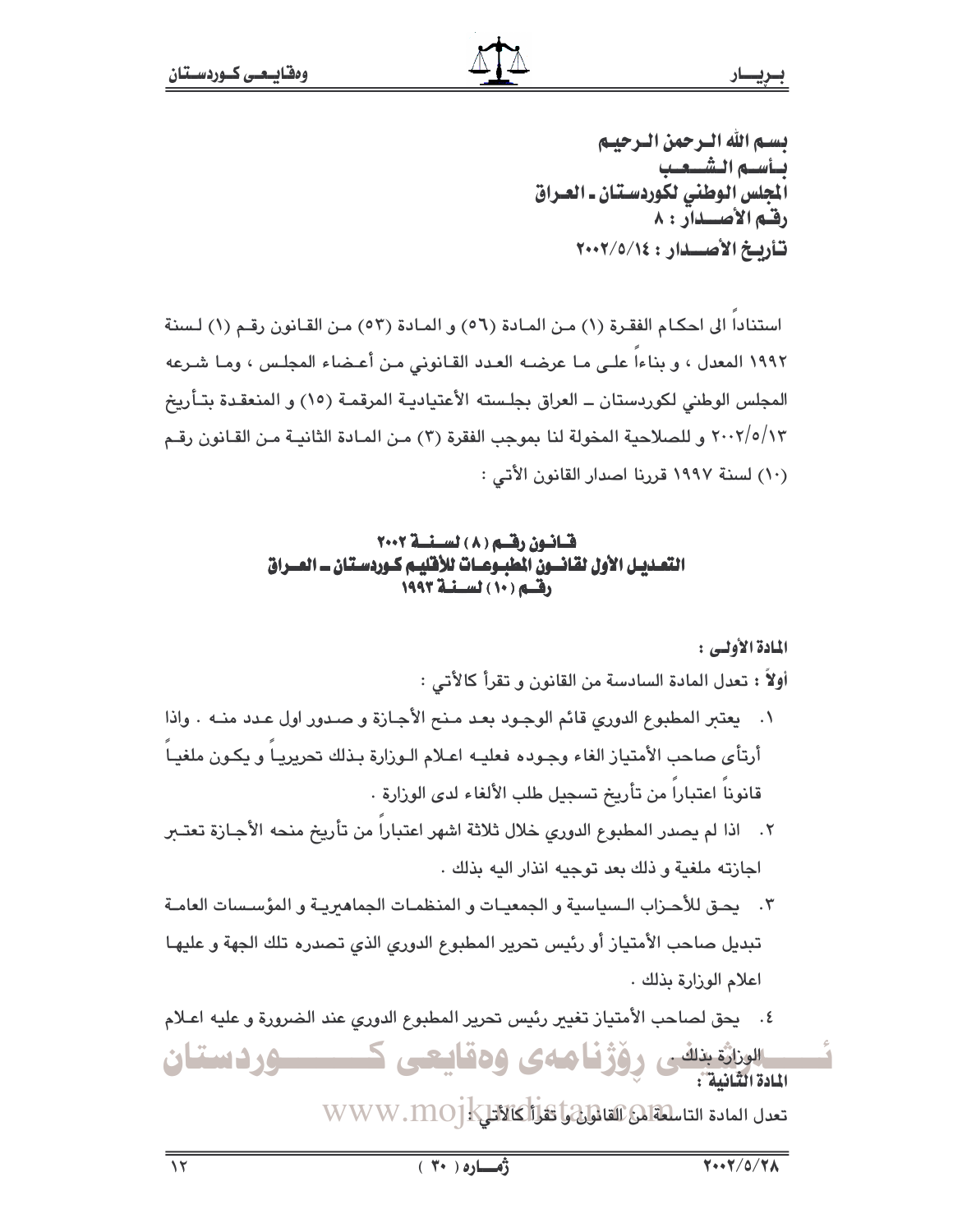بسم الله الرحمن الرحيم
بأسم الشعب
المجلس الوطني لكوردستان ـ العراق
رقم الأصدار : ٨
تأريخ الأصدار : ٢٠٠٢/٥/١٤

استناداً الى احكام الفقرة (١) من المادة (٥٦) و المادة (٥٣) من القانون رقم (١) لسنة ١٩٩٢ المعدل ، و بناءاً على ما عرضه العدد القانوني من أعضاء المجلس ، وما شرعه المجلس الوطني لكوردستان ــ العراق بجلسته الأعتيادية المرقمة (١٥) و المنعقدة بتأريخ ٢٠٠٢/٥/١٣ و للصلاحية المخولة لنا بموجب الفقرة (٣) من المادة الثانية من القانون رقم (١٠) لسنة ١٩٩٧ قررنا اصدار القانون الأتي :

## قانون رقم (٨) لسنة ٢٠٠٢
## التعديل الأول لقانون المطبوعات للأقليم كوردستان ــ العراق رقم (١٠) لسنة ١٩٩٣

**المادة الأولى :**

**أولاً :** تعدل المادة السادسة من القانون و تقرأ كالأتي :

١. يعتبر المطبوع الدوري قائم الوجود بعد منح الأجازة و صدور اول عدد منه . واذا أرتأى صاحب الأمتياز الغاء وجوده فعليه اعلام الوزارة بذلك تحريرياً و يكون ملغياً قانوناً اعتباراً من تأريخ تسجيل طلب الألغاء لدى الوزارة .
٢. اذا لم يصدر المطبوع الدوري خلال ثلاثة اشهر اعتباراً من تأريخ منحه الأجازة تعتبر اجازته ملغية و ذلك بعد توجيه انذار اليه بذلك .
٣. يحق للأحزاب السياسية و الجمعيات و المنظمات الجماهيرية و المؤسسات العامة تبديل صاحب الأمتياز أو رئيس تحرير المطبوع الدوري الذي تصدره تلك الجهة و عليها اعلام الوزارة بذلك .
٤. يحق لصاحب الأمتياز تغيير رئيس تحرير المطبوع الدوري عند الضرورة و عليه اعلام الوزارة بذلك .

**المادة الثانية :**

تعدل المادة التاسعة من القانون و تقرأ كالأتي :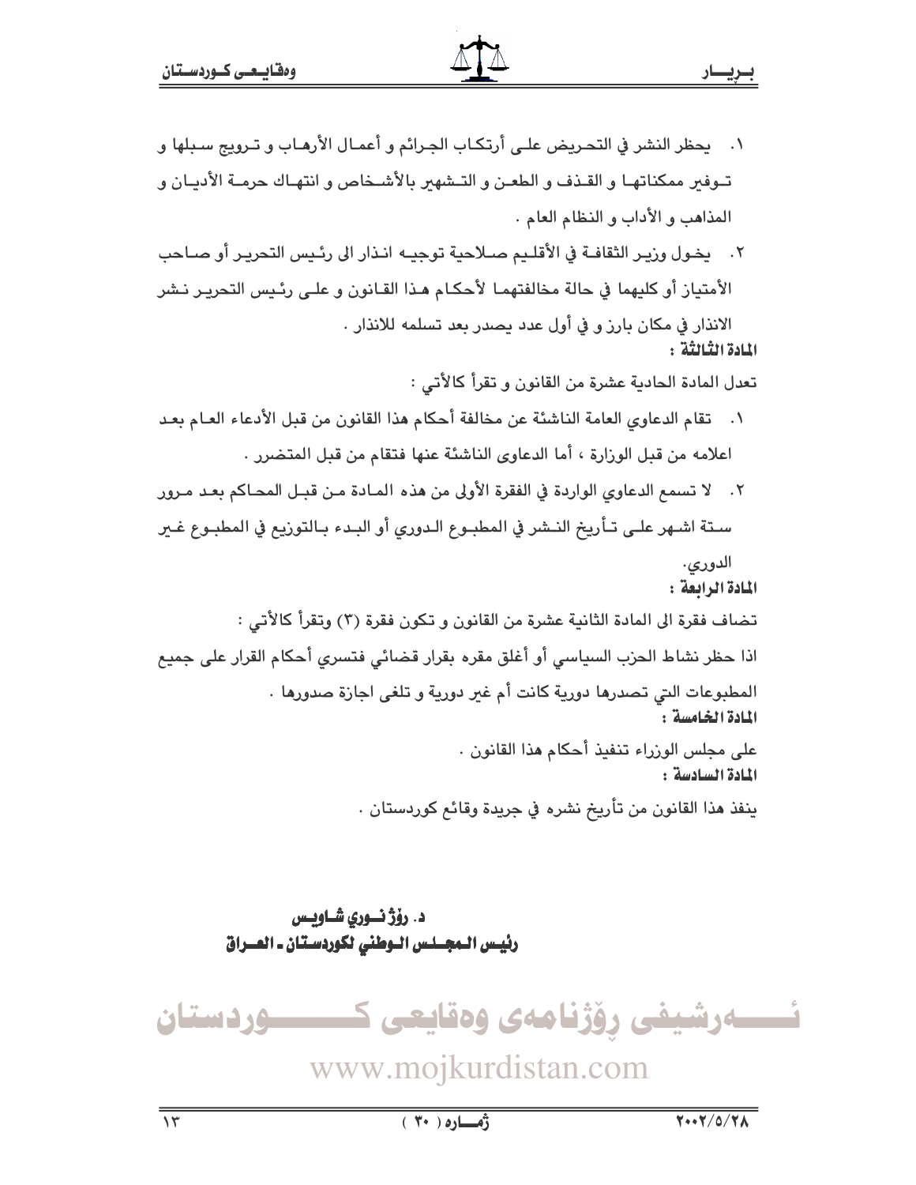١. يحظر النشر في التحريض على أرتكاب الجرائم و أعمال الأرهاب و ترويج سبلها و توفير ممكناتها و القذف و الطعن و التشهير بالأشخاص و انتهاك حرمة الأديان و المذاهب و الأداب و النظام العام .

٢. يخول وزير الثقافة في الأقليم صلاحية توجيه انذار الى رئيس التحرير أو صاحب الأمتياز أو كليهما في حالة مخالفتهما لأحكام هذا القانون و على رئيس التحرير نشر الانذار في مكان بارز و في أول عدد يصدر بعد تسلمه للانذار .

**المادة الثالثة :**

تعدل المادة الحادية عشرة من القانون و تقرأ كالأتي :

١. تقام الدعاوي العامة الناشئة عن مخالفة أحكام هذا القانون من قبل الأدعاء العام بعد اعلامه من قبل الوزارة ، أما الدعاوى الناشئة عنها فتقام من قبل المتضرر .

٢. لا تسمع الدعاوي الواردة في الفقرة الأولى من هذه المادة من قبل المحاكم بعد مرور ستة اشهر على تأريخ النشر في المطبوع الدوري أو البدء بالتوزيع في المطبوع غير الدوري.

**المادة الرابعة :**

تضاف فقرة الى المادة الثانية عشرة من القانون و تكون فقرة (٣) وتقرأ كالأتي :

اذا حظر نشاط الحزب السياسي أو أغلق مقره بقرار قضائي فتسري أحكام القرار على جميع المطبوعات التي تصدرها دورية كانت أم غير دورية و تلغى اجازة صدورها .

**المادة الخامسة :**

على مجلس الوزراء تنفيذ أحكام هذا القانون .

**المادة السادسة :**

ينفذ هذا القانون من تأريخ نشره في جريدة وقائع كوردستان .

**د. رۆژ نوري شاويس**
**رئيس المجلس الوطني لكوردستان ـ العراق**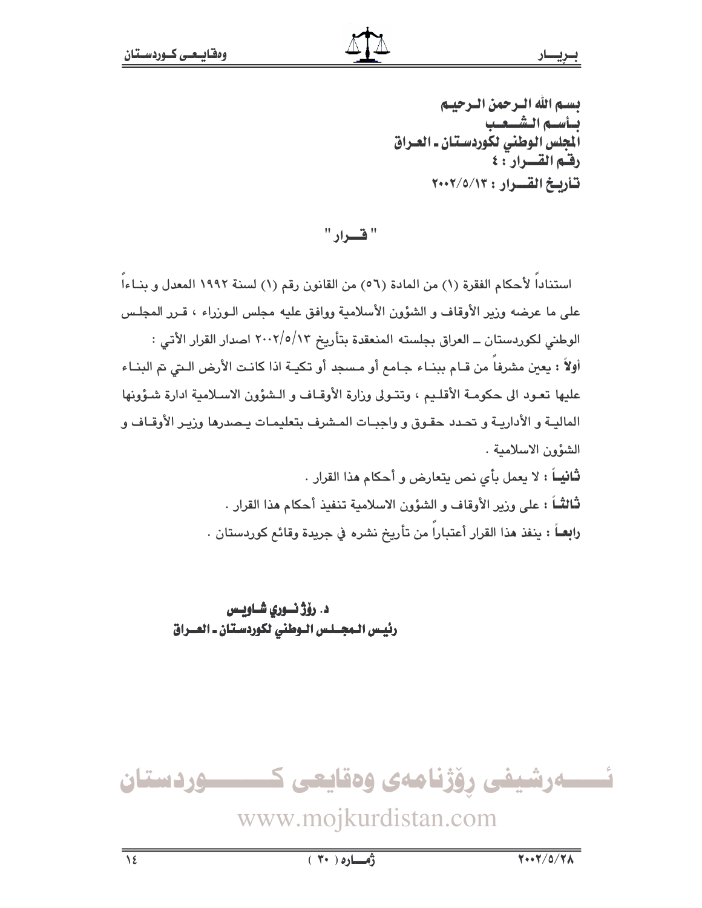بسم الله الرحمن الرحيم
بأسم الشعب
المجلس الوطني لكوردستان ـ العراق
رقم القرار : ٤
تأريخ القرار : ٢٠٠٢/٥/١٣

## " قرار "

استناداً لأحكام الفقرة (١) من المادة (٥٦) من القانون رقم (١) لسنة ١٩٩٢ المعدل و بناءاً على ما عرضه وزير الأوقاف و الشؤون الأسلامية ووافق عليه مجلس الوزراء ، قرر المجلس الوطني لكوردستان ــ العراق بجلسته المنعقدة بتأريخ ٢٠٠٢/٥/١٣ اصدار القرار الأتي :

**أولاً** : يعين مشرفاً من قام ببناء جامع أو مسجد أو تكية اذا كانت الأرض التي تم البناء عليها تعود الى حكومة الأقليم ، وتتولى وزارة الأوقاف و الشؤون الاسلامية ادارة شؤونها المالية و الأدارية و تحدد حقوق و واجبات المشرف بتعليمات يصدرها وزير الأوقاف و الشؤون الاسلامية .

**ثانياً** : لا يعمل بأي نص يتعارض و أحكام هذا القرار .

**ثالثاً** : على وزير الأوقاف و الشؤون الاسلامية تنفيذ أحكام هذا القرار .

**رابعاً** : ينفذ هذا القرار أعتباراً من تأريخ نشره في جريدة وقائع كوردستان .

**د. رۆژ نوري شاويس**
**رئيس المجلس الوطني لكوردستان ـ العراق**